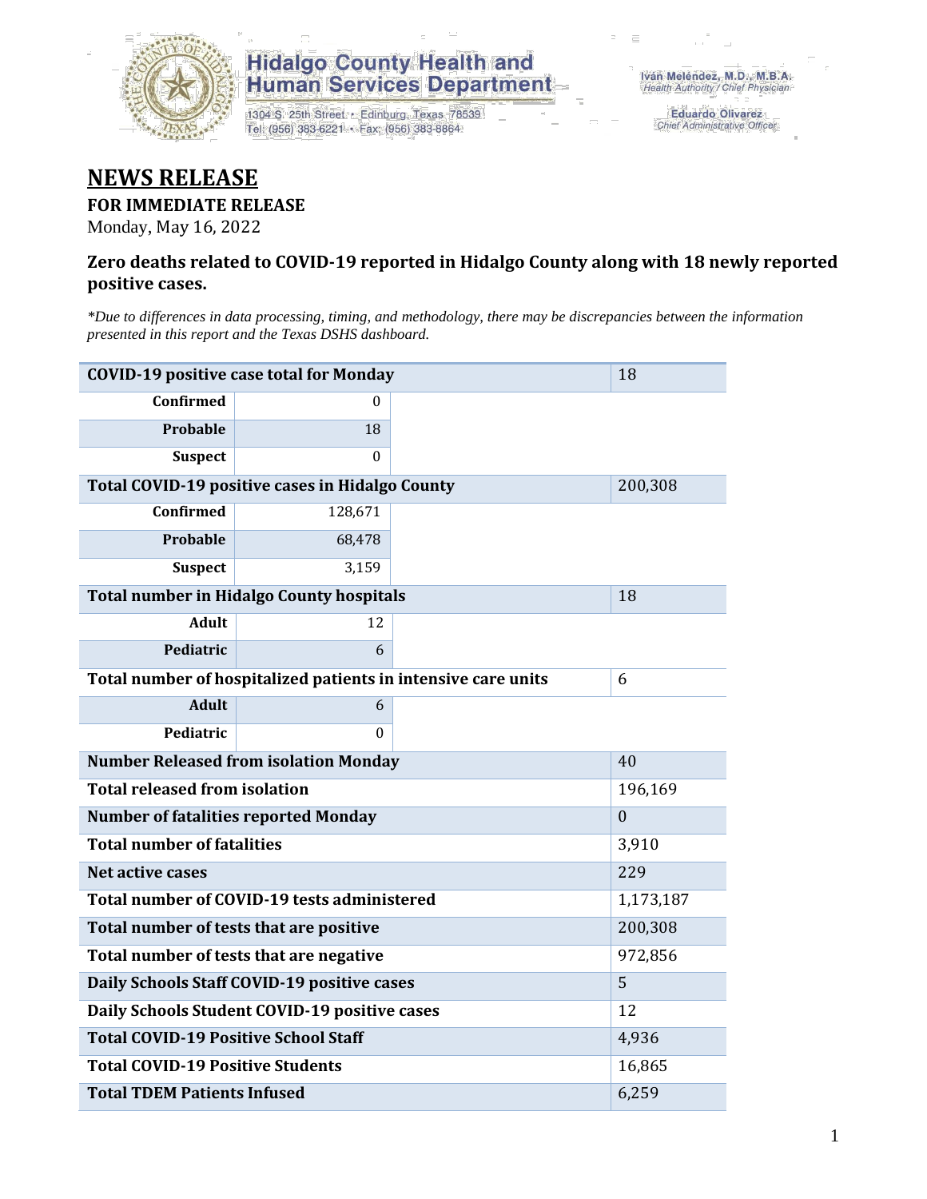Hidalgo County Health and Human Services Department

1304 S. 25th Street • Edinburg, Texas 78539
Tel: (956) 383-6221 • Fax: (956) 383-8864

Iván Meléndez, M.D., M.B.A.
*Health Authority / Chief Physician*

Eduardo Olivarez
*Chief Administrative Officer*

# NEWS RELEASE

**FOR IMMEDIATE RELEASE**

Monday, May 16, 2022

### Zero deaths related to COVID-19 reported in Hidalgo County along with 18 newly reported positive cases.

*\*Due to differences in data processing, timing, and methodology, there may be discrepancies between the information presented in this report and the Texas DSHS dashboard.*

| | | | |
|---|---|---|---|
| **COVID-19 positive case total for Monday** | | | 18 |
| **Confirmed** | 0 | | |
| **Probable** | 18 | | |
| **Suspect** | 0 | | |
| **Total COVID-19 positive cases in Hidalgo County** | | | 200,308 |
| **Confirmed** | 128,671 | | |
| **Probable** | 68,478 | | |
| **Suspect** | 3,159 | | |
| **Total number in Hidalgo County hospitals** | | | 18 |
| **Adult** | 12 | | |
| **Pediatric** | 6 | | |
| **Total number of hospitalized patients in intensive care units** | | | 6 |
| **Adult** | 6 | | |
| **Pediatric** | 0 | | |
| **Number Released from isolation Monday** | | | 40 |
| **Total released from isolation** | | | 196,169 |
| **Number of fatalities reported Monday** | | | 0 |
| **Total number of fatalities** | | | 3,910 |
| **Net active cases** | | | 229 |
| **Total number of COVID-19 tests administered** | | | 1,173,187 |
| **Total number of tests that are positive** | | | 200,308 |
| **Total number of tests that are negative** | | | 972,856 |
| **Daily Schools Staff COVID-19 positive cases** | | | 5 |
| **Daily Schools Student COVID-19 positive cases** | | | 12 |
| **Total COVID-19 Positive School Staff** | | | 4,936 |
| **Total COVID-19 Positive Students** | | | 16,865 |
| **Total TDEM Patients Infused** | | | 6,259 |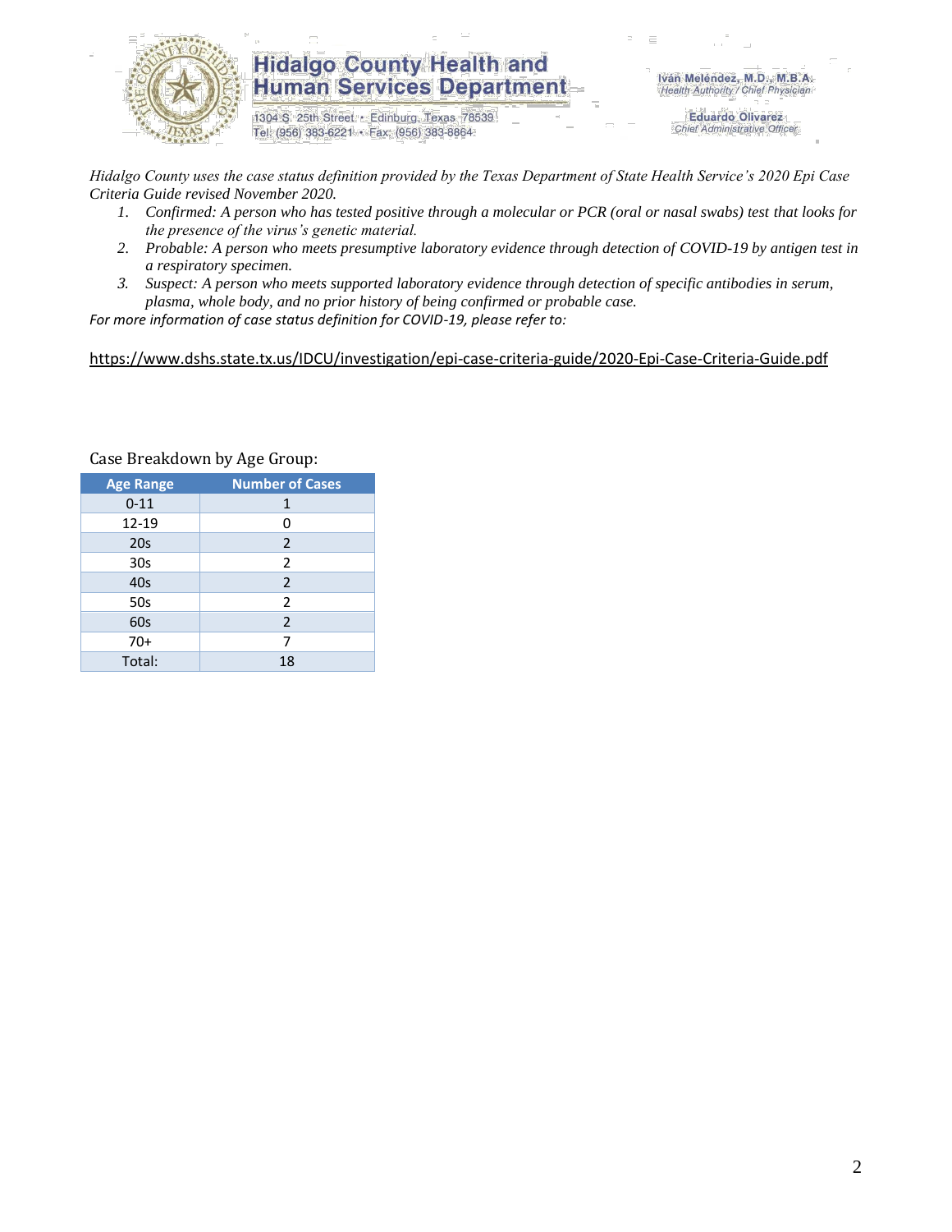*Hidalgo County uses the case status definition provided by the Texas Department of State Health Service's 2020 Epi Case Criteria Guide revised November 2020.*

1. *Confirmed: A person who has tested positive through a molecular or PCR (oral or nasal swabs) test that looks for the presence of the virus's genetic material.*
2. *Probable: A person who meets presumptive laboratory evidence through detection of COVID-19 by antigen test in a respiratory specimen.*
3. *Suspect: A person who meets supported laboratory evidence through detection of specific antibodies in serum, plasma, whole body, and no prior history of being confirmed or probable case.*

*For more information of case status definition for COVID-19, please refer to:*

https://www.dshs.state.tx.us/IDCU/investigation/epi-case-criteria-guide/2020-Epi-Case-Criteria-Guide.pdf

Case Breakdown by Age Group:

| Age Range | Number of Cases |
|---|---|
| 0-11 | 1 |
| 12-19 | 0 |
| 20s | 2 |
| 30s | 2 |
| 40s | 2 |
| 50s | 2 |
| 60s | 2 |
| 70+ | 7 |
| Total: | 18 |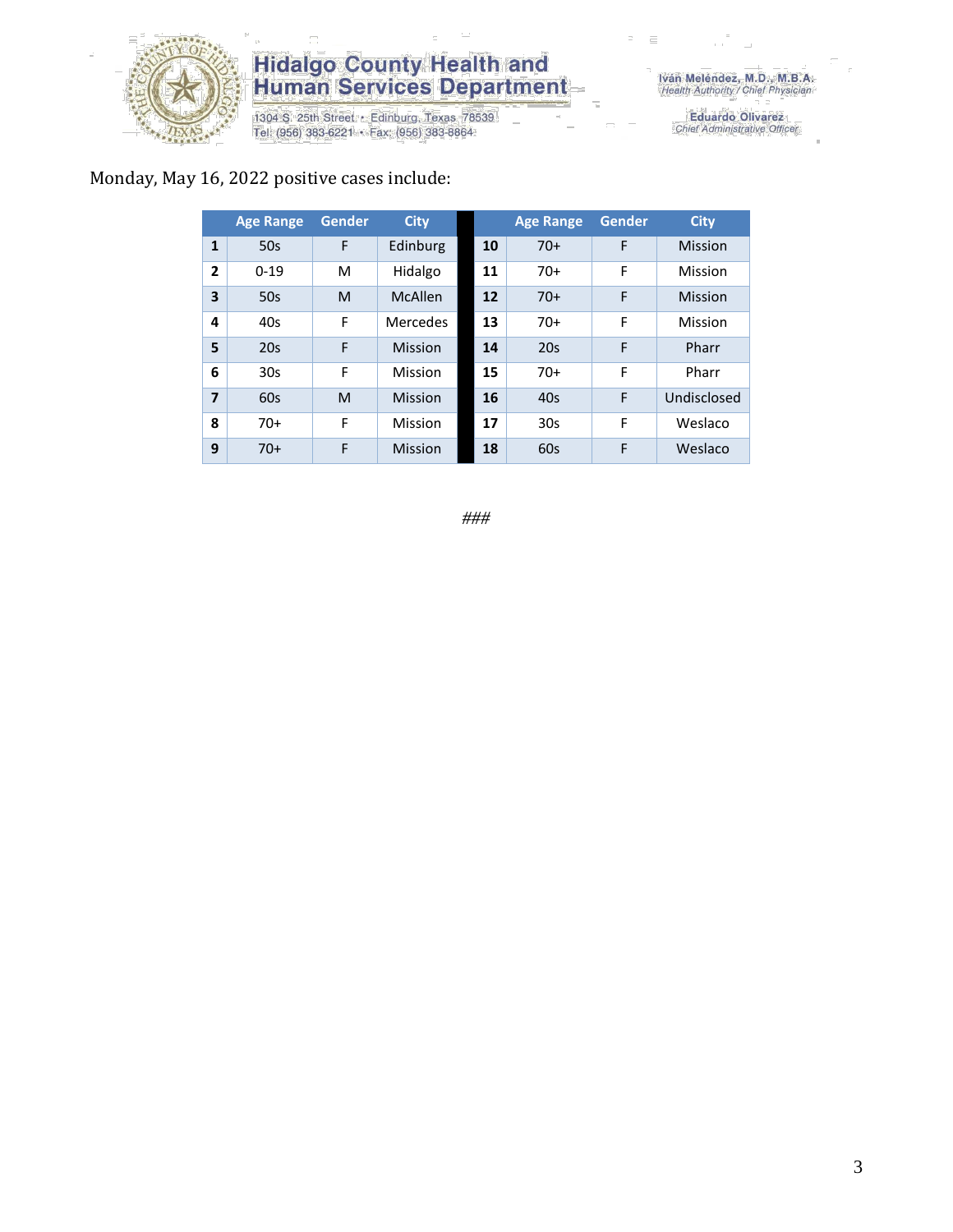Hidalgo County Health and Human Services Department

1304 S. 25th Street • Edinburg, Texas 78539
Tel: (956) 383-6221 • Fax: (956) 383-8864

Iván Meléndez, M.D., M.B.A.
*Health Authority / Chief Physician*

Eduardo Olivarez
*Chief Administrative Officer*

Monday, May 16, 2022 positive cases include:

| | Age Range | Gender | City | | Age Range | Gender | City |
|---|---|---|---|---|---|---|---|
| **1** | 50s | F | Edinburg | **10** | 70+ | F | Mission |
| **2** | 0-19 | M | Hidalgo | **11** | 70+ | F | Mission |
| **3** | 50s | M | McAllen | **12** | 70+ | F | Mission |
| **4** | 40s | F | Mercedes | **13** | 70+ | F | Mission |
| **5** | 20s | F | Mission | **14** | 20s | F | Pharr |
| **6** | 30s | F | Mission | **15** | 70+ | F | Pharr |
| **7** | 60s | M | Mission | **16** | 40s | F | Undisclosed |
| **8** | 70+ | F | Mission | **17** | 30s | F | Weslaco |
| **9** | 70+ | F | Mission | **18** | 60s | F | Weslaco |

###